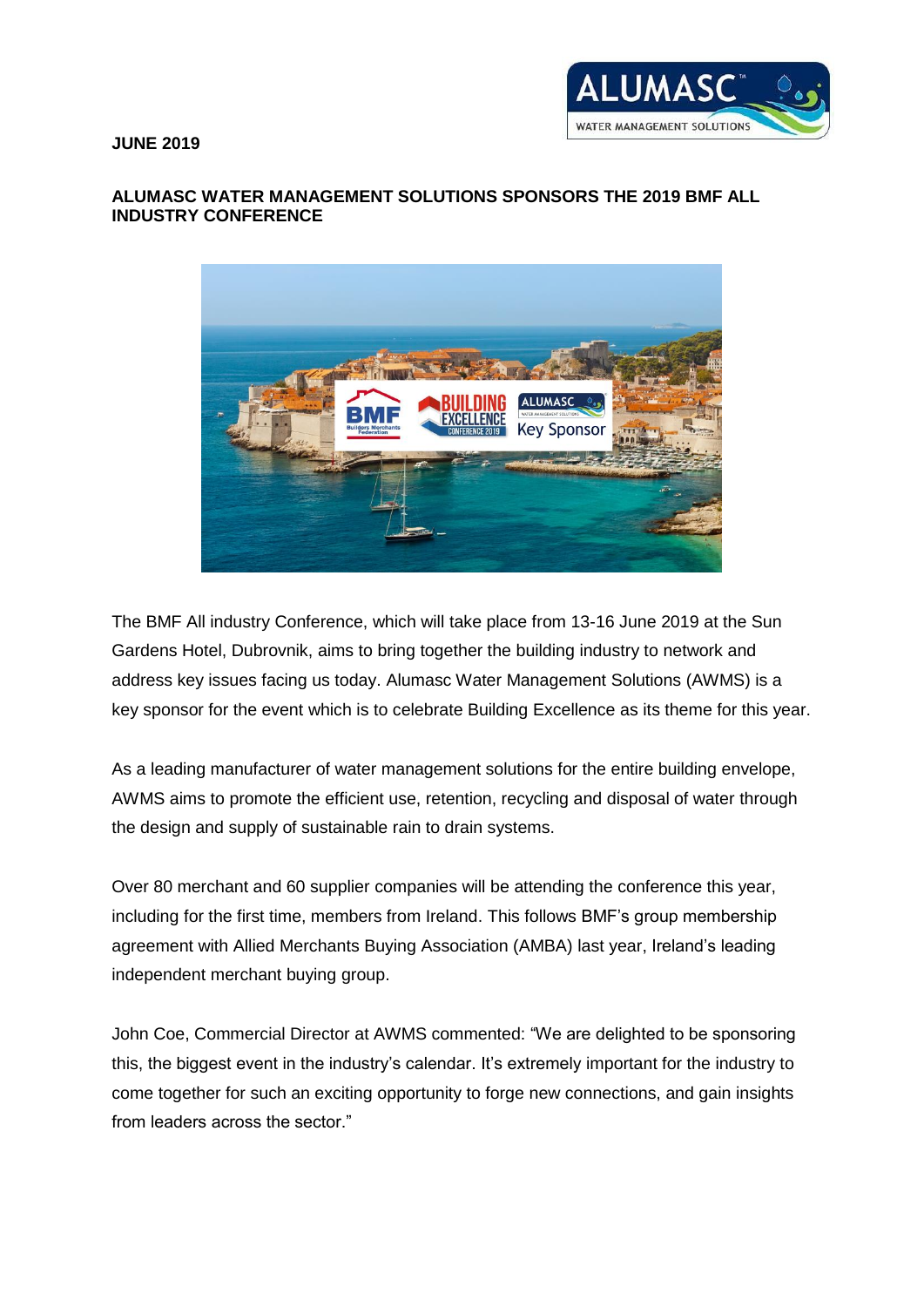**JUNE 2019**

# ALUMASC WATER MANAGEMENT SOLUTIONS SPONSORS THE 2019 BMF ALL INDUSTRY CONFERENCE

The BMF All industry Conference, which will take place from 13-16 June 2019 at the Sun Gardens Hotel, Dubrovnik, aims to bring together the building industry to network and address key issues facing us today. Alumasc Water Management Solutions (AWMS) is a key sponsor for the event which is to celebrate Building Excellence as its theme for this year.

As a leading manufacturer of water management solutions for the entire building envelope, AWMS aims to promote the efficient use, retention, recycling and disposal of water through the design and supply of sustainable rain to drain systems.

Over 80 merchant and 60 supplier companies will be attending the conference this year, including for the first time, members from Ireland. This follows BMF's group membership agreement with Allied Merchants Buying Association (AMBA) last year, Ireland's leading independent merchant buying group.

John Coe, Commercial Director at AWMS commented: "We are delighted to be sponsoring this, the biggest event in the industry's calendar. It's extremely important for the industry to come together for such an exciting opportunity to forge new connections, and gain insights from leaders across the sector."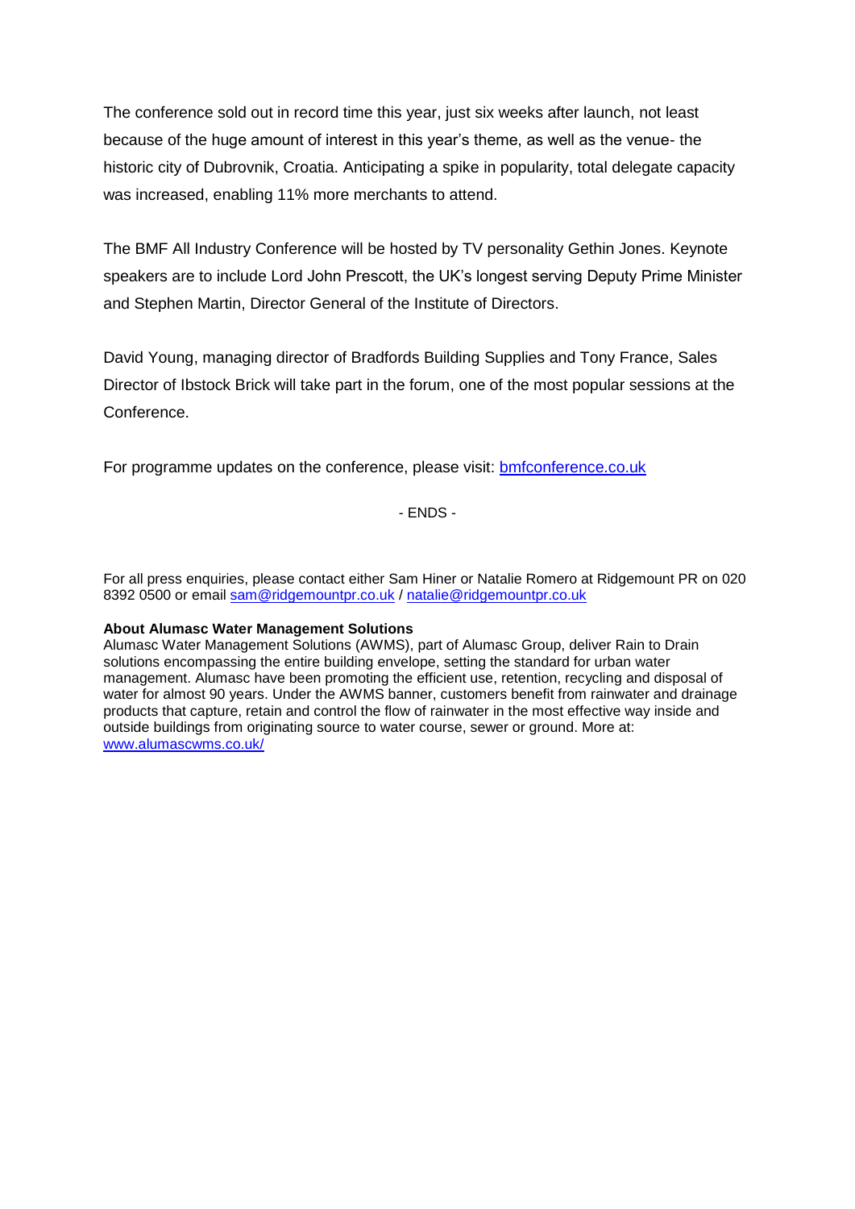The conference sold out in record time this year, just six weeks after launch, not least because of the huge amount of interest in this year's theme, as well as the venue- the historic city of Dubrovnik, Croatia. Anticipating a spike in popularity, total delegate capacity was increased, enabling 11% more merchants to attend.

The BMF All Industry Conference will be hosted by TV personality Gethin Jones. Keynote speakers are to include Lord John Prescott, the UK's longest serving Deputy Prime Minister and Stephen Martin, Director General of the Institute of Directors.

David Young, managing director of Bradfords Building Supplies and Tony France, Sales Director of Ibstock Brick will take part in the forum, one of the most popular sessions at the Conference.

For programme updates on the conference, please visit: bmfconference.co.uk

- ENDS -

For all press enquiries, please contact either Sam Hiner or Natalie Romero at Ridgemount PR on 020 8392 0500 or email sam@ridgemountpr.co.uk / natalie@ridgemountpr.co.uk

**About Alumasc Water Management Solutions**

Alumasc Water Management Solutions (AWMS), part of Alumasc Group, deliver Rain to Drain solutions encompassing the entire building envelope, setting the standard for urban water management. Alumasc have been promoting the efficient use, retention, recycling and disposal of water for almost 90 years. Under the AWMS banner, customers benefit from rainwater and drainage products that capture, retain and control the flow of rainwater in the most effective way inside and outside buildings from originating source to water course, sewer or ground. More at: www.alumascwms.co.uk/